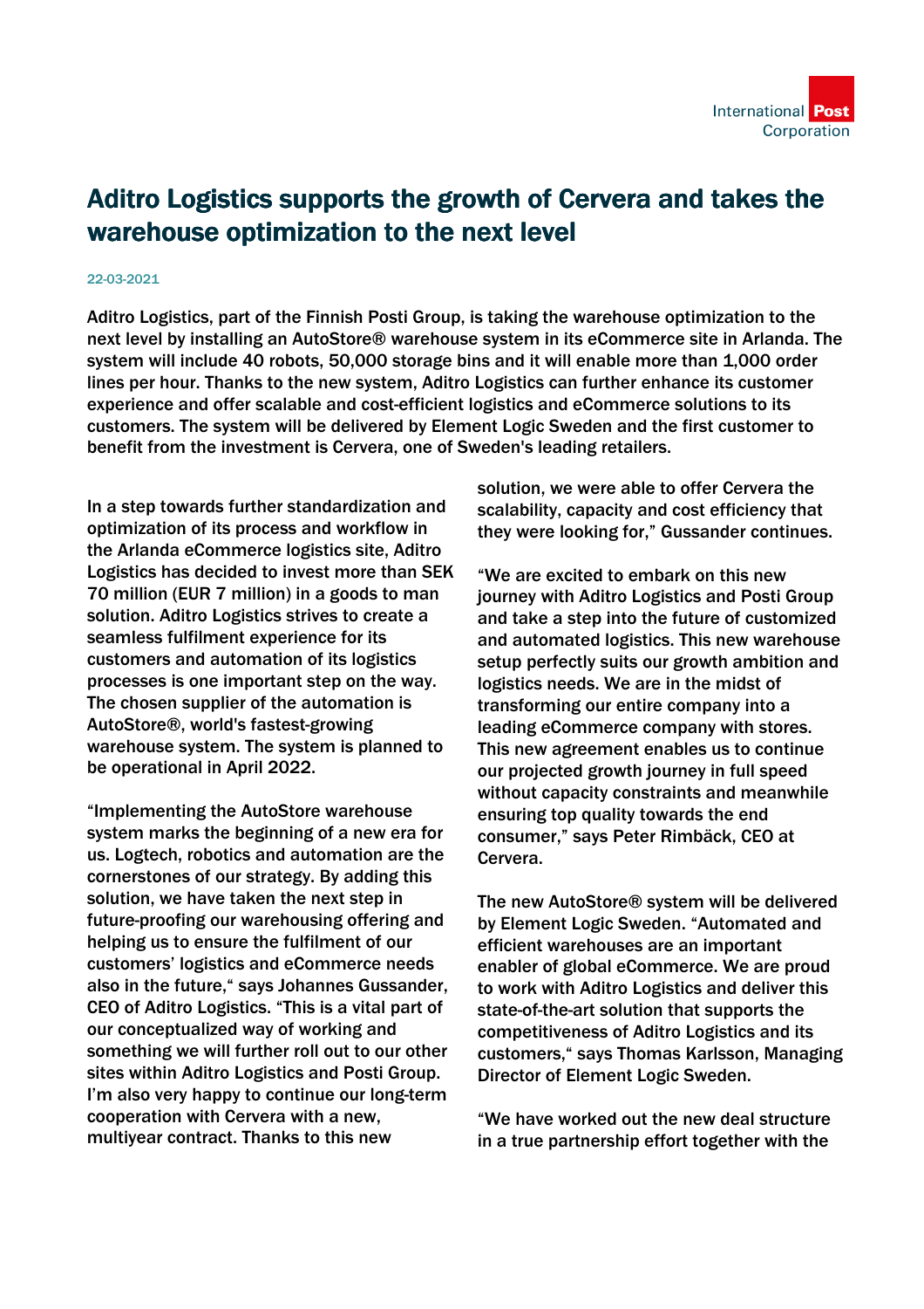# Aditro Logistics supports the growth of Cervera and takes the warehouse optimization to the next level

22-03-2021

**Aditro Logistics, part of the Finnish Posti Group, is taking the warehouse optimization to the next level by installing an AutoStore® warehouse system in its eCommerce site in Arlanda. The system will include 40 robots, 50,000 storage bins and it will enable more than 1,000 order lines per hour. Thanks to the new system, Aditro Logistics can further enhance its customer experience and offer scalable and cost-efficient logistics and eCommerce solutions to its customers. The system will be delivered by Element Logic Sweden and the first customer to benefit from the investment is Cervera, one of Sweden's leading retailers.**

In a step towards further standardization and optimization of its process and workflow in the Arlanda eCommerce logistics site, Aditro Logistics has decided to invest more than SEK 70 million (EUR 7 million) in a goods to man solution. Aditro Logistics strives to create a seamless fulfilment experience for its customers and automation of its logistics processes is one important step on the way. The chosen supplier of the automation is AutoStore®, world's fastest-growing warehouse system. The system is planned to be operational in April 2022.

"Implementing the AutoStore warehouse system marks the beginning of a new era for us. Logtech, robotics and automation are the cornerstones of our strategy. By adding this solution, we have taken the next step in future-proofing our warehousing offering and helping us to ensure the fulfilment of our customers' logistics and eCommerce needs also in the future," says Johannes Gussander, CEO of Aditro Logistics. "This is a vital part of our conceptualized way of working and something we will further roll out to our other sites within Aditro Logistics and Posti Group. I'm also very happy to continue our long-term cooperation with Cervera with a new, multiyear contract. Thanks to this new solution, we were able to offer Cervera the scalability, capacity and cost efficiency that they were looking for," Gussander continues.

"We are excited to embark on this new journey with Aditro Logistics and Posti Group and take a step into the future of customized and automated logistics. This new warehouse setup perfectly suits our growth ambition and logistics needs. We are in the midst of transforming our entire company into a leading eCommerce company with stores. This new agreement enables us to continue our projected growth journey in full speed without capacity constraints and meanwhile ensuring top quality towards the end consumer," says Peter Rimbäck, CEO at Cervera.

The new AutoStore® system will be delivered by Element Logic Sweden. "Automated and efficient warehouses are an important enabler of global eCommerce. We are proud to work with Aditro Logistics and deliver this state-of-the-art solution that supports the competitiveness of Aditro Logistics and its customers," says Thomas Karlsson, Managing Director of Element Logic Sweden.

"We have worked out the new deal structure in a true partnership effort together with the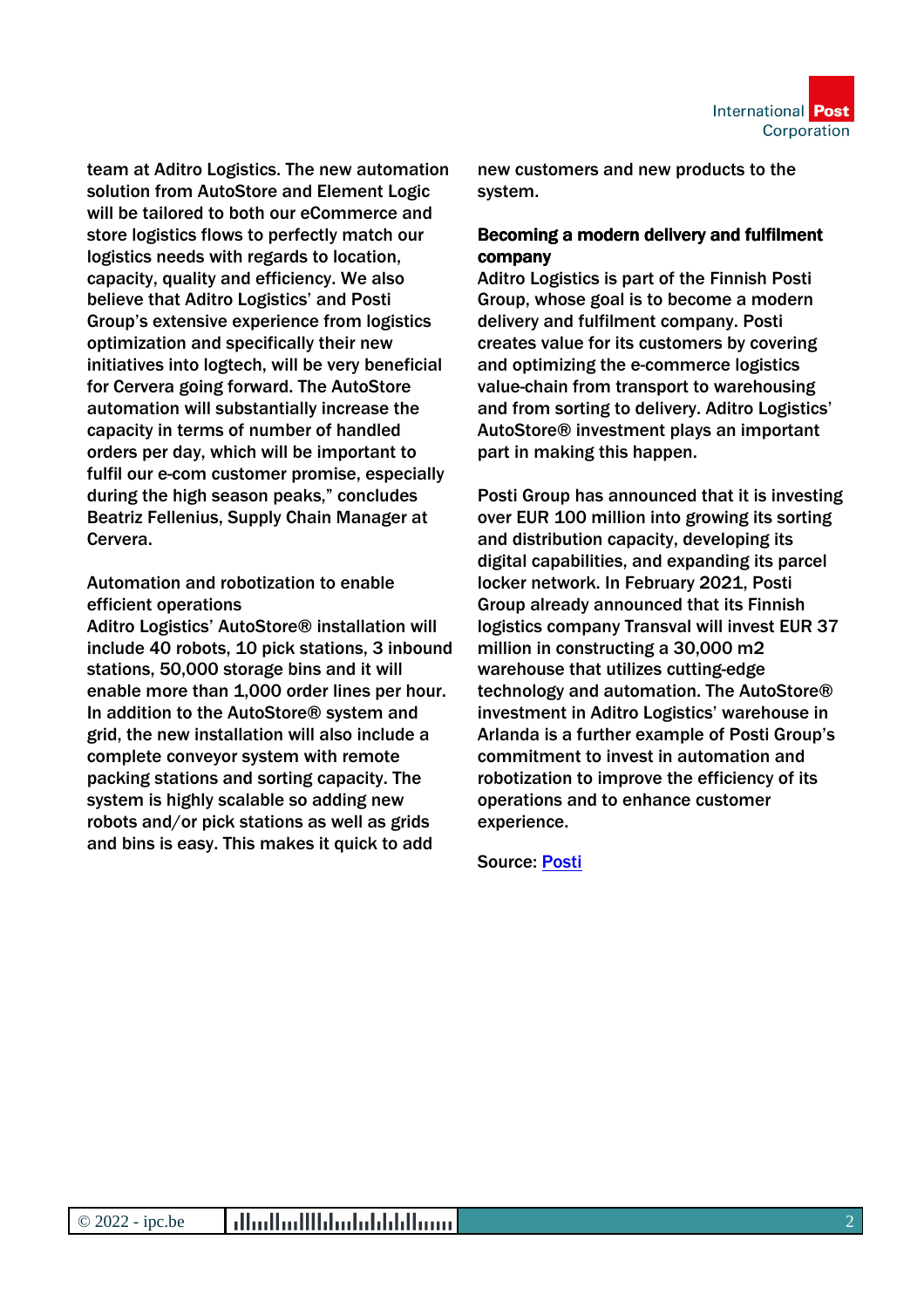team at Aditro Logistics. The new automation solution from AutoStore and Element Logic will be tailored to both our eCommerce and store logistics flows to perfectly match our logistics needs with regards to location, capacity, quality and efficiency. We also believe that Aditro Logistics' and Posti Group's extensive experience from logistics optimization and specifically their new initiatives into logtech, will be very beneficial for Cervera going forward. The AutoStore automation will substantially increase the capacity in terms of number of handled orders per day, which will be important to fulfil our e-com customer promise, especially during the high season peaks," concludes Beatriz Fellenius, Supply Chain Manager at Cervera.

Automation and robotization to enable efficient operations

Aditro Logistics' AutoStore® installation will include 40 robots, 10 pick stations, 3 inbound stations, 50,000 storage bins and it will enable more than 1,000 order lines per hour. In addition to the AutoStore® system and grid, the new installation will also include a complete conveyor system with remote packing stations and sorting capacity. The system is highly scalable so adding new robots and/or pick stations as well as grids and bins is easy. This makes it quick to add new customers and new products to the system.

**Becoming a modern delivery and fulfilment company**

Aditro Logistics is part of the Finnish Posti Group, whose goal is to become a modern delivery and fulfilment company. Posti creates value for its customers by covering and optimizing the e-commerce logistics value-chain from transport to warehousing and from sorting to delivery. Aditro Logistics' AutoStore® investment plays an important part in making this happen.

Posti Group has announced that it is investing over EUR 100 million into growing its sorting and distribution capacity, developing its digital capabilities, and expanding its parcel locker network. In February 2021, Posti Group already announced that its Finnish logistics company Transval will invest EUR 37 million in constructing a 30,000 m2 warehouse that utilizes cutting-edge technology and automation. The AutoStore® investment in Aditro Logistics' warehouse in Arlanda is a further example of Posti Group's commitment to invest in automation and robotization to improve the efficiency of its operations and to enhance customer experience.

Source: [Posti]